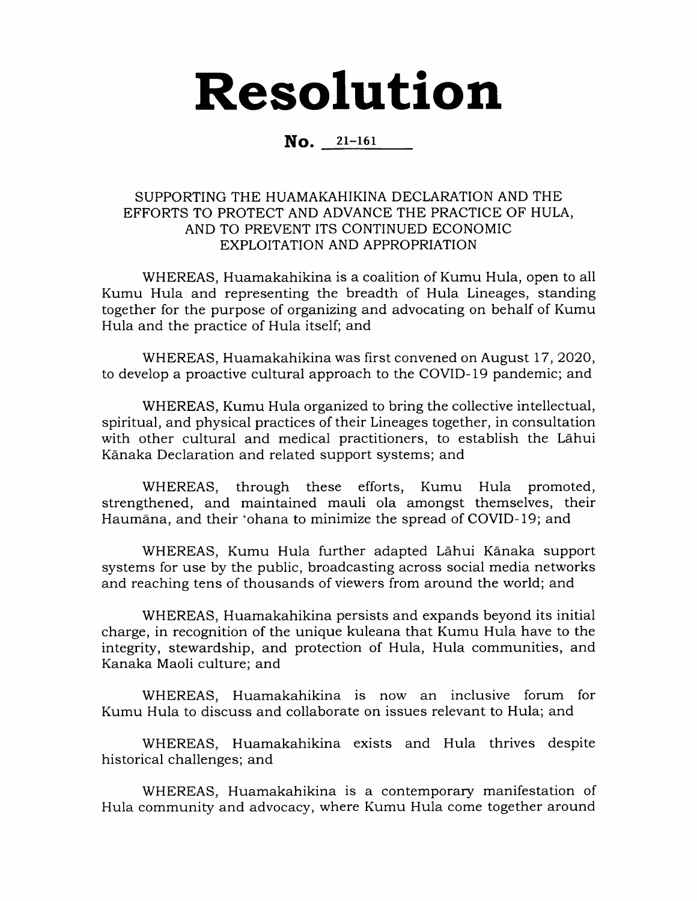# Resolution

**No.** 21-161

SUPPORTING THE HUAMAKAHIKINA DECLARATION AND THE EFFORTS TO PROTECT AND ADVANCE THE PRACTICE OF HULA, AND TO PREVENT ITS CONTINUED ECONOMIC EXPLOITATION AND APPROPRIATION

WHEREAS, Huamakahikina is a coalition of Kumu Hula, open to all Kumu Hula and representing the breadth of Hula Lineages, standing together for the purpose of organizing and advocating on behalf of Kumu Hula and the practice of Hula itself; and

WHEREAS, Huamakahikina was first convened on August 17, 2020, to develop a proactive cultural approach to the COVID-19 pandemic; and

WHEREAS, Kumu Hula organized to bring the collective intellectual, spiritual, and physical practices of their Lineages together, in consultation with other cultural and medical practitioners, to establish the Lāhui Kānaka Declaration and related support systems; and

WHEREAS, through these efforts, Kumu Hula promoted, strengthened, and maintained mauli ola amongst themselves, their Haumāna, and their ʻohana to minimize the spread of COVID-19; and

WHEREAS, Kumu Hula further adapted Lāhui Kānaka support systems for use by the public, broadcasting across social media networks and reaching tens of thousands of viewers from around the world; and

WHEREAS, Huamakahikina persists and expands beyond its initial charge, in recognition of the unique kuleana that Kumu Hula have to the integrity, stewardship, and protection of Hula, Hula communities, and Kanaka Maoli culture; and

WHEREAS, Huamakahikina is now an inclusive forum for Kumu Hula to discuss and collaborate on issues relevant to Hula; and

WHEREAS, Huamakahikina exists and Hula thrives despite historical challenges; and

WHEREAS, Huamakahikina is a contemporary manifestation of Hula community and advocacy, where Kumu Hula come together around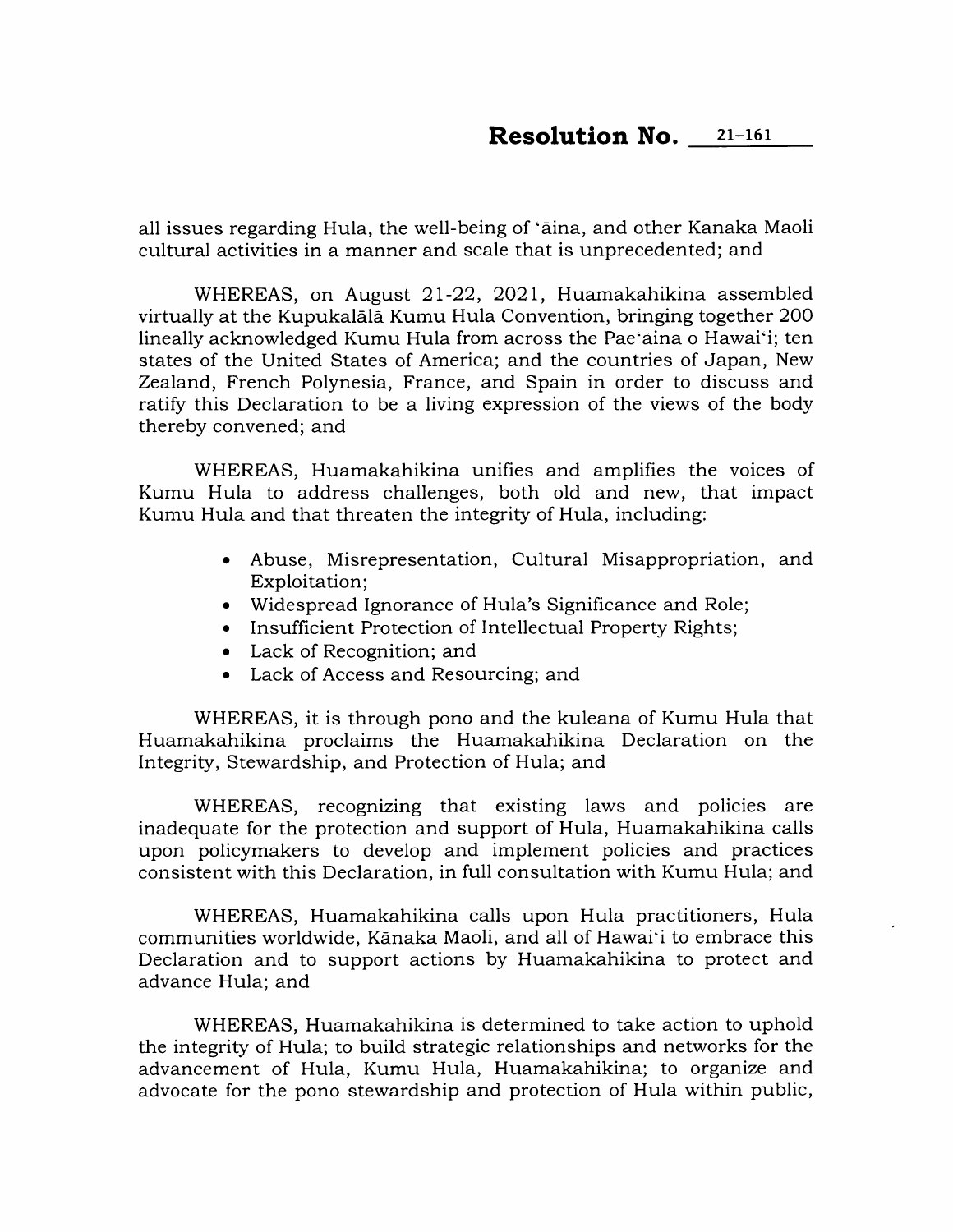all issues regarding Hula, the well-being of ʻāina, and other Kanaka Maoli cultural activities in a manner and scale that is unprecedented; and

WHEREAS, on August 21-22, 2021, Huamakahikina assembled virtually at the Kupukalālā Kumu Hula Convention, bringing together 200 lineally acknowledged Kumu Hula from across the Paeʻāina o Hawaiʻi; ten states of the United States of America; and the countries of Japan, New Zealand, French Polynesia, France, and Spain in order to discuss and ratify this Declaration to be a living expression of the views of the body thereby convened; and

WHEREAS, Huamakahikina unifies and amplifies the voices of Kumu Hula to address challenges, both old and new, that impact Kumu Hula and that threaten the integrity of Hula, including:

- Abuse, Misrepresentation, Cultural Misappropriation, and Exploitation;
- Widespread Ignorance of Hula's Significance and Role;
- Insufficient Protection of Intellectual Property Rights;
- Lack of Recognition; and
- Lack of Access and Resourcing; and

WHEREAS, it is through pono and the kuleana of Kumu Hula that Huamakahikina proclaims the Huamakahikina Declaration on the Integrity, Stewardship, and Protection of Hula; and

WHEREAS, recognizing that existing laws and policies are inadequate for the protection and support of Hula, Huamakahikina calls upon policymakers to develop and implement policies and practices consistent with this Declaration, in full consultation with Kumu Hula; and

WHEREAS, Huamakahikina calls upon Hula practitioners, Hula communities worldwide, Kānaka Maoli, and all of Hawaiʻi to embrace this Declaration and to support actions by Huamakahikina to protect and advance Hula; and

WHEREAS, Huamakahikina is determined to take action to uphold the integrity of Hula; to build strategic relationships and networks for the advancement of Hula, Kumu Hula, Huamakahikina; to organize and advocate for the pono stewardship and protection of Hula within public,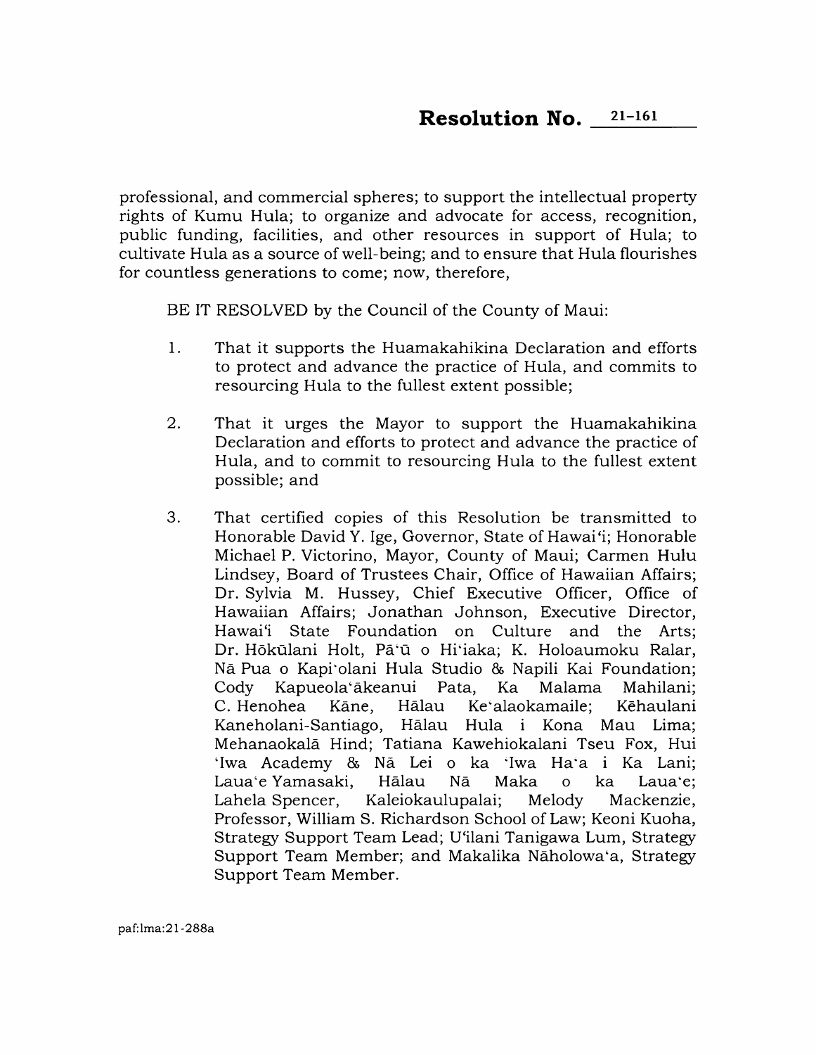## Resolution No. 21-161

professional, and commercial spheres; to support the intellectual property rights of Kumu Hula; to organize and advocate for access, recognition, public funding, facilities, and other resources in support of Hula; to cultivate Hula as a source of well-being; and to ensure that Hula flourishes for countless generations to come; now, therefore,

BE IT RESOLVED by the Council of the County of Maui:

1. That it supports the Huamakahikina Declaration and efforts to protect and advance the practice of Hula, and commits to resourcing Hula to the fullest extent possible;

2. That it urges the Mayor to support the Huamakahikina Declaration and efforts to protect and advance the practice of Hula, and to commit to resourcing Hula to the fullest extent possible; and

3. That certified copies of this Resolution be transmitted to Honorable David Y. Ige, Governor, State of Hawaiʻi; Honorable Michael P. Victorino, Mayor, County of Maui; Carmen Hulu Lindsey, Board of Trustees Chair, Office of Hawaiian Affairs; Dr. Sylvia M. Hussey, Chief Executive Officer, Office of Hawaiian Affairs; Jonathan Johnson, Executive Director, Hawaiʻi State Foundation on Culture and the Arts; Dr. Hōkūlani Holt, Pāʻū o Hiʻiaka; K. Holoaumoku Ralar, Nā Pua o Kapiʻolani Hula Studio & Napili Kai Foundation; Cody Kapueolaʻākeanui Pata, Ka Malama Mahilani; C. Henohea Kāne, Hālau Keʻalaokamaile; Kēhaulani Kaneholani-Santiago, Hālau Hula i Kona Mau Lima; Mehanaokalā Hind; Tatiana Kawehiokalani Tseu Fox, Hui ʻIwa Academy & Nā Lei o ka ʻIwa Haʻa i Ka Lani; Lauaʻe Yamasaki, Hālau Nā Maka o ka Lauaʻe; Lahela Spencer, Kaleiokaulupalai; Melody Mackenzie, Professor, William S. Richardson School of Law; Keoni Kuoha, Strategy Support Team Lead; Uʻilani Tanigawa Lum, Strategy Support Team Member; and Makalika Nāholowaʻa, Strategy Support Team Member.

paf:lma:21-288a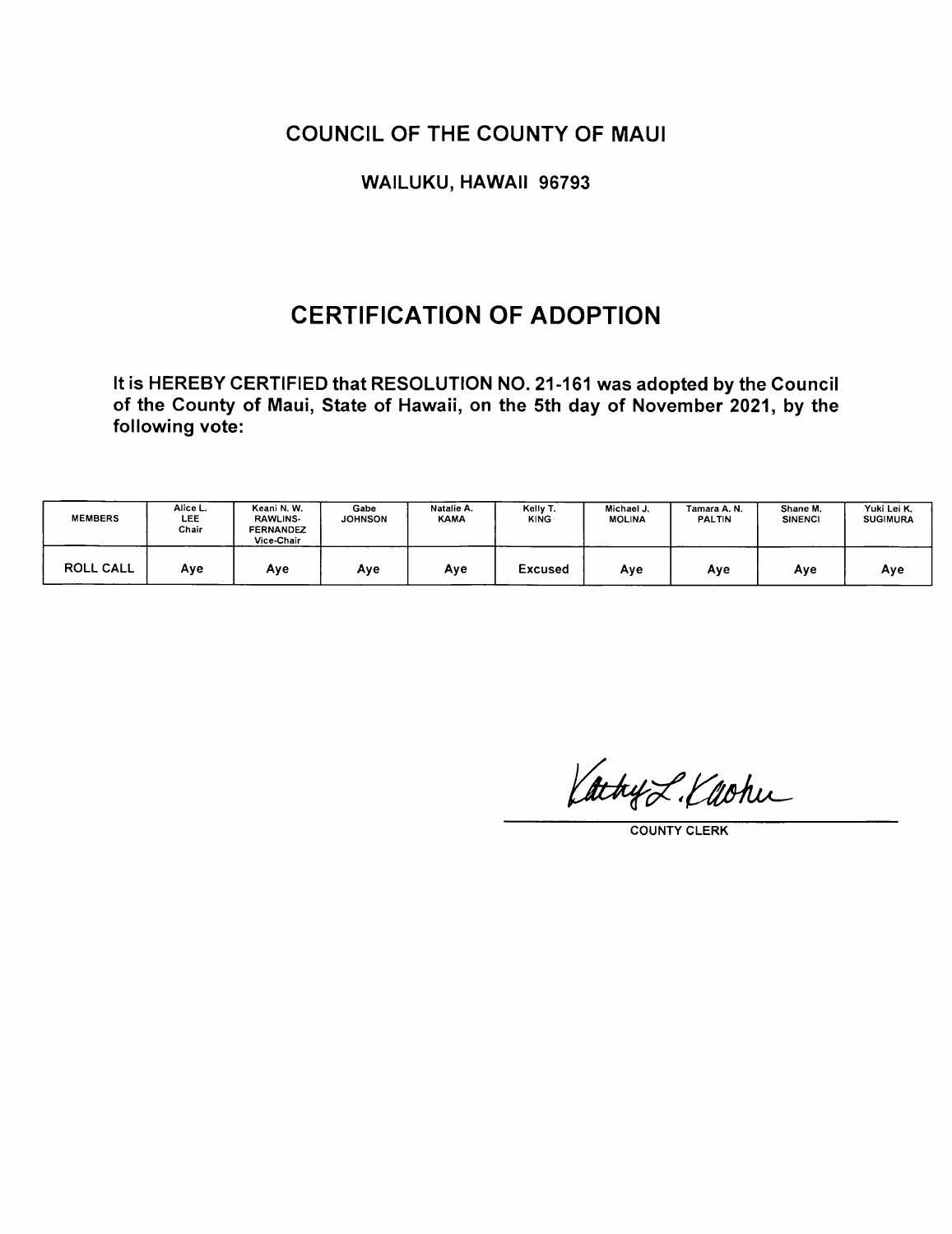# COUNCIL OF THE COUNTY OF MAUI

## WAILUKU, HAWAII 96793

# CERTIFICATION OF ADOPTION

**It is HEREBY CERTIFIED that RESOLUTION NO. 21-161 was adopted by the Council of the County of Maui, State of Hawaii, on the 5th day of November 2021, by the following vote:**

| MEMBERS | Alice L. LEE Chair | Keani N. W. RAWLINS-FERNANDEZ Vice-Chair | Gabe JOHNSON | Natalie A. KAMA | Kelly T. KING | Michael J. MOLINA | Tamara A. N. PALTIN | Shane M. SINENCI | Yuki Lei K. SUGIMURA |
|---|---|---|---|---|---|---|---|---|---|
| ROLL CALL | Aye | Aye | Aye | Aye | Excused | Aye | Aye | Aye | Aye |

Kathy L. Kaohu

COUNTY CLERK